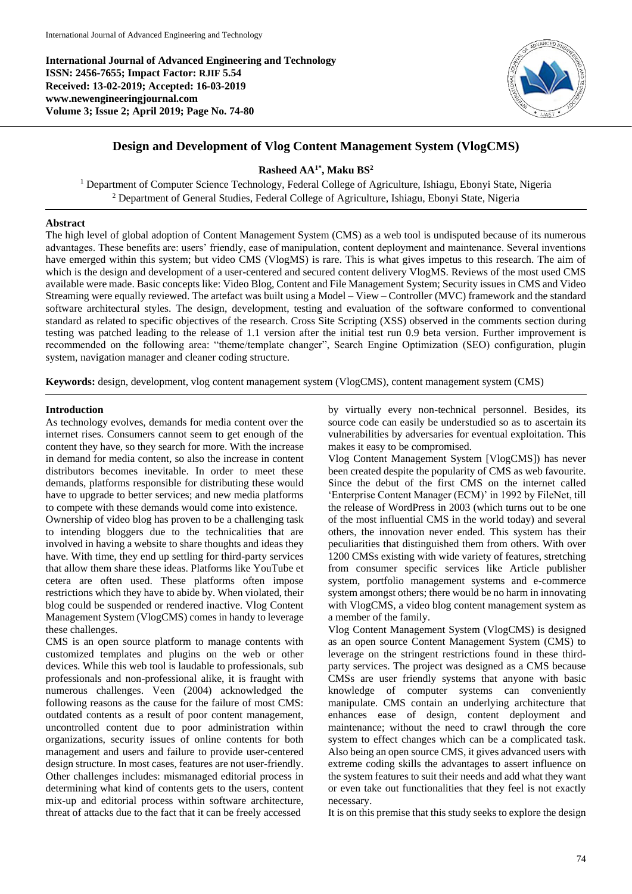International Journal of Advanced Engineering and Technology
ISSN: 2456-7655; Impact Factor: RJIF 5.54
Received: 13-02-2019; Accepted: 16-03-2019
www.newengineeringjournal.com
Volume 3; Issue 2; April 2019; Page No. 74-80

# Design and Development of Vlog Content Management System (VlogCMS)

**Rasheed AA[1*], Maku BS[2]**

[1] Department of Computer Science Technology, Federal College of Agriculture, Ishiagu, Ebonyi State, Nigeria
[2] Department of General Studies, Federal College of Agriculture, Ishiagu, Ebonyi State, Nigeria

## Abstract

The high level of global adoption of Content Management System (CMS) as a web tool is undisputed because of its numerous advantages. These benefits are: users' friendly, ease of manipulation, content deployment and maintenance. Several inventions have emerged within this system; but video CMS (VlogMS) is rare. This is what gives impetus to this research. The aim of which is the design and development of a user-centered and secured content delivery VlogMS. Reviews of the most used CMS available were made. Basic concepts like: Video Blog, Content and File Management System; Security issues in CMS and Video Streaming were equally reviewed. The artefact was built using a Model – View – Controller (MVC) framework and the standard software architectural styles. The design, development, testing and evaluation of the software conformed to conventional standard as related to specific objectives of the research. Cross Site Scripting (XSS) observed in the comments section during testing was patched leading to the release of 1.1 version after the initial test run 0.9 beta version. Further improvement is recommended on the following area: "theme/template changer", Search Engine Optimization (SEO) configuration, plugin system, navigation manager and cleaner coding structure.

**Keywords:** design, development, vlog content management system (VlogCMS), content management system (CMS)

## Introduction

As technology evolves, demands for media content over the internet rises. Consumers cannot seem to get enough of the content they have, so they search for more. With the increase in demand for media content, so also the increase in content distributors becomes inevitable. In order to meet these demands, platforms responsible for distributing these would have to upgrade to better services; and new media platforms to compete with these demands would come into existence.

Ownership of video blog has proven to be a challenging task to intending bloggers due to the technicalities that are involved in having a website to share thoughts and ideas they have. With time, they end up settling for third-party services that allow them share these ideas. Platforms like YouTube et cetera are often used. These platforms often impose restrictions which they have to abide by. When violated, their blog could be suspended or rendered inactive. Vlog Content Management System (VlogCMS) comes in handy to leverage these challenges.

CMS is an open source platform to manage contents with customized templates and plugins on the web or other devices. While this web tool is laudable to professionals, sub professionals and non-professional alike, it is fraught with numerous challenges. Veen (2004) acknowledged the following reasons as the cause for the failure of most CMS: outdated contents as a result of poor content management, uncontrolled content due to poor administration within organizations, security issues of online contents for both management and users and failure to provide user-centered design structure. In most cases, features are not user-friendly. Other challenges includes: mismanaged editorial process in determining what kind of contents gets to the users, content mix-up and editorial process within software architecture, threat of attacks due to the fact that it can be freely accessed by virtually every non-technical personnel. Besides, its source code can easily be understudied so as to ascertain its vulnerabilities by adversaries for eventual exploitation. This makes it easy to be compromised.

Vlog Content Management System [VlogCMS]) has never been created despite the popularity of CMS as web favourite. Since the debut of the first CMS on the internet called 'Enterprise Content Manager (ECM)' in 1992 by FileNet, till the release of WordPress in 2003 (which turns out to be one of the most influential CMS in the world today) and several others, the innovation never ended. This system has their peculiarities that distinguished them from others. With over 1200 CMSs existing with wide variety of features, stretching from consumer specific services like Article publisher system, portfolio management systems and e-commerce system amongst others; there would be no harm in innovating with VlogCMS, a video blog content management system as a member of the family.

Vlog Content Management System (VlogCMS) is designed as an open source Content Management System (CMS) to leverage on the stringent restrictions found in these third-party services. The project was designed as a CMS because CMSs are user friendly systems that anyone with basic knowledge of computer systems can conveniently manipulate. CMS contain an underlying architecture that enhances ease of design, content deployment and maintenance; without the need to crawl through the core system to effect changes which can be a complicated task. Also being an open source CMS, it gives advanced users with extreme coding skills the advantages to assert influence on the system features to suit their needs and add what they want or even take out functionalities that they feel is not exactly necessary.

It is on this premise that this study seeks to explore the design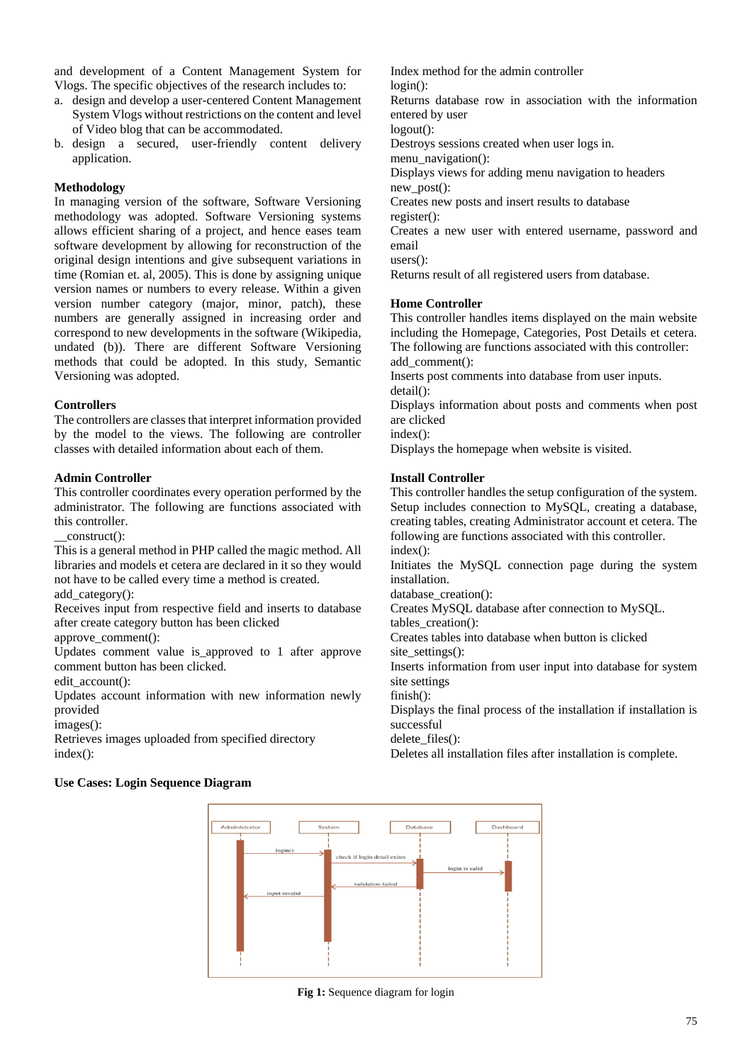and development of a Content Management System for Vlogs. The specific objectives of the research includes to:

a. design and develop a user-centered Content Management System Vlogs without restrictions on the content and level of Video blog that can be accommodated.
b. design a secured, user-friendly content delivery application.

### Methodology

In managing version of the software, Software Versioning methodology was adopted. Software Versioning systems allows efficient sharing of a project, and hence eases team software development by allowing for reconstruction of the original design intentions and give subsequent variations in time (Romian et. al, 2005). This is done by assigning unique version names or numbers to every release. Within a given version number category (major, minor, patch), these numbers are generally assigned in increasing order and correspond to new developments in the software (Wikipedia, undated (b)). There are different Software Versioning methods that could be adopted. In this study, Semantic Versioning was adopted.

### Controllers

The controllers are classes that interpret information provided by the model to the views. The following are controller classes with detailed information about each of them.

### Admin Controller

This controller coordinates every operation performed by the administrator. The following are functions associated with this controller.

__construct():
This is a general method in PHP called the magic method. All libraries and models et cetera are declared in it so they would not have to be called every time a method is created.

add_category():
Receives input from respective field and inserts to database after create category button has been clicked

approve_comment():
Updates comment value is_approved to 1 after approve comment button has been clicked.

edit_account():
Updates account information with new information newly provided

images():
Retrieves images uploaded from specified directory

index():
Index method for the admin controller

login():
Returns database row in association with the information entered by user

logout():
Destroys sessions created when user logs in.

menu_navigation():
Displays views for adding menu navigation to headers

new_post():
Creates new posts and insert results to database

register():
Creates a new user with entered username, password and email

users():
Returns result of all registered users from database.

### Home Controller

This controller handles items displayed on the main website including the Homepage, Categories, Post Details et cetera. The following are functions associated with this controller:

add_comment():
Inserts post comments into database from user inputs.

detail():
Displays information about posts and comments when post are clicked

index():
Displays the homepage when website is visited.

### Install Controller

This controller handles the setup configuration of the system. Setup includes connection to MySQL, creating a database, creating tables, creating Administrator account et cetera. The following are functions associated with this controller.

index():
Initiates the MySQL connection page during the system installation.

database_creation():
Creates MySQL database after connection to MySQL.

tables_creation():
Creates tables into database when button is clicked

site_settings():
Inserts information from user input into database for system site settings

finish():
Displays the final process of the installation if installation is successful

delete_files():
Deletes all installation files after installation is complete.

### Use Cases: Login Sequence Diagram

**Fig 1:** Sequence diagram for login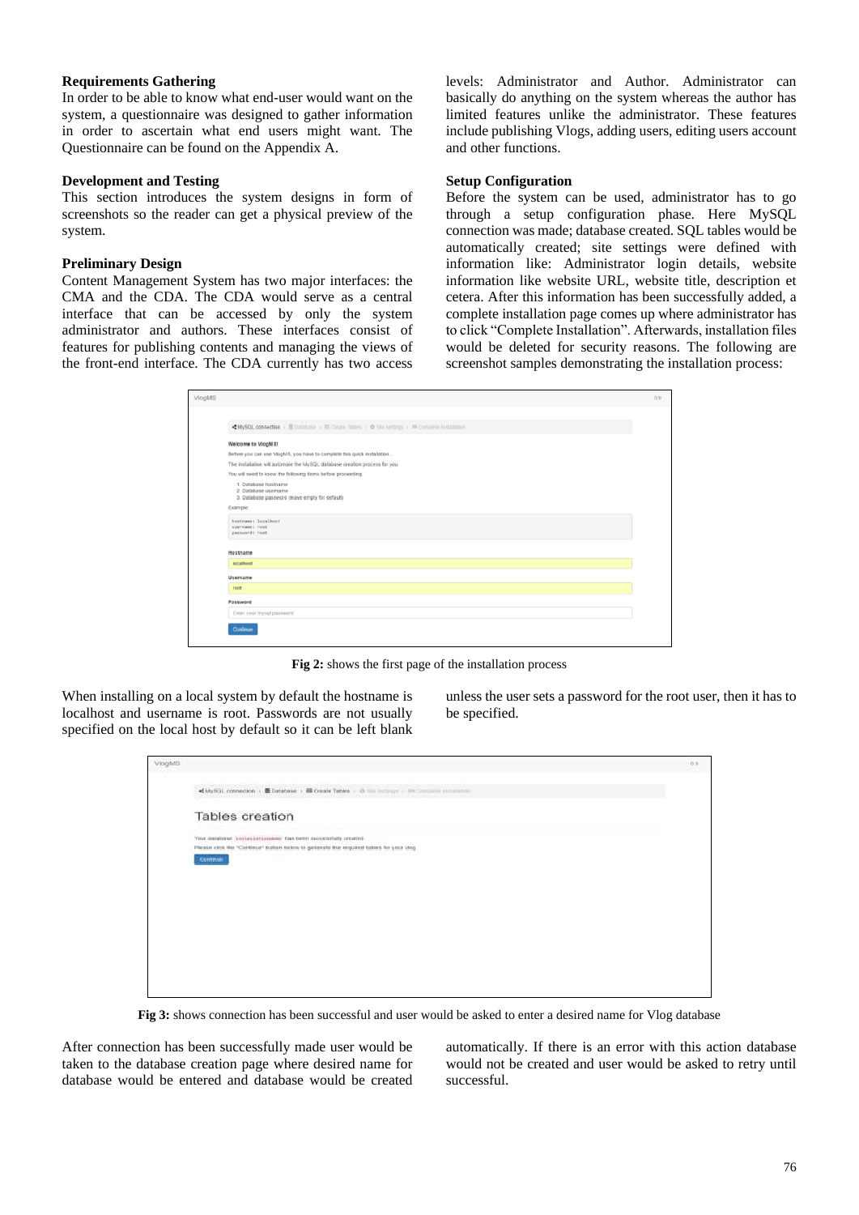**Requirements Gathering**

In order to be able to know what end-user would want on the system, a questionnaire was designed to gather information in order to ascertain what end users might want. The Questionnaire can be found on the Appendix A.

**Development and Testing**

This section introduces the system designs in form of screenshots so the reader can get a physical preview of the system.

**Preliminary Design**

Content Management System has two major interfaces: the CMA and the CDA. The CDA would serve as a central interface that can be accessed by only the system administrator and authors. These interfaces consist of features for publishing contents and managing the views of the front-end interface. The CDA currently has two access levels: Administrator and Author. Administrator can basically do anything on the system whereas the author has limited features unlike the administrator. These features include publishing Vlogs, adding users, editing users account and other functions.

**Setup Configuration**

Before the system can be used, administrator has to go through a setup configuration phase. Here MySQL connection was made; database created. SQL tables would be automatically created; site settings were defined with information like: Administrator login details, website information like website URL, website title, description et cetera. After this information has been successfully added, a complete installation page comes up where administrator has to click "Complete Installation". Afterwards, installation files would be deleted for security reasons. The following are screenshot samples demonstrating the installation process:

**Fig 2:** shows the first page of the installation process

When installing on a local system by default the hostname is localhost and username is root. Passwords are not usually specified on the local host by default so it can be left blank unless the user sets a password for the root user, then it has to be specified.

**Fig 3:** shows connection has been successful and user would be asked to enter a desired name for Vlog database

After connection has been successfully made user would be taken to the database creation page where desired name for database would be entered and database would be created automatically. If there is an error with this action database would not be created and user would be asked to retry until successful.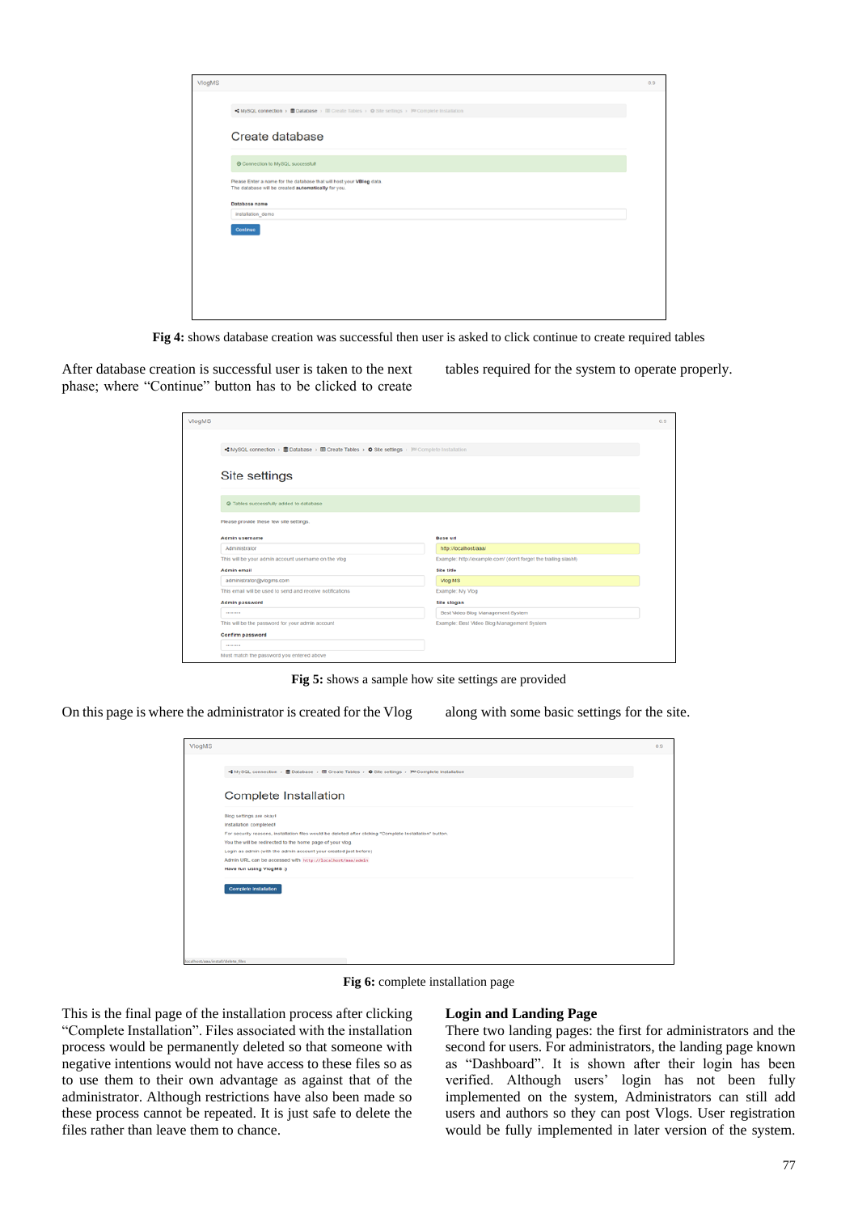**Fig 4:** shows database creation was successful then user is asked to click continue to create required tables

After database creation is successful user is taken to the next phase; where "Continue" button has to be clicked to create tables required for the system to operate properly.

**Fig 5:** shows a sample how site settings are provided

On this page is where the administrator is created for the Vlog along with some basic settings for the site.

**Fig 6:** complete installation page

This is the final page of the installation process after clicking "Complete Installation". Files associated with the installation process would be permanently deleted so that someone with negative intentions would not have access to these files so as to use them to their own advantage as against that of the administrator. Although restrictions have also been made so these process cannot be repeated. It is just safe to delete the files rather than leave them to chance.

**Login and Landing Page**

There two landing pages: the first for administrators and the second for users. For administrators, the landing page known as "Dashboard". It is shown after their login has been verified. Although users' login has not been fully implemented on the system, Administrators can still add users and authors so they can post Vlogs. User registration would be fully implemented in later version of the system.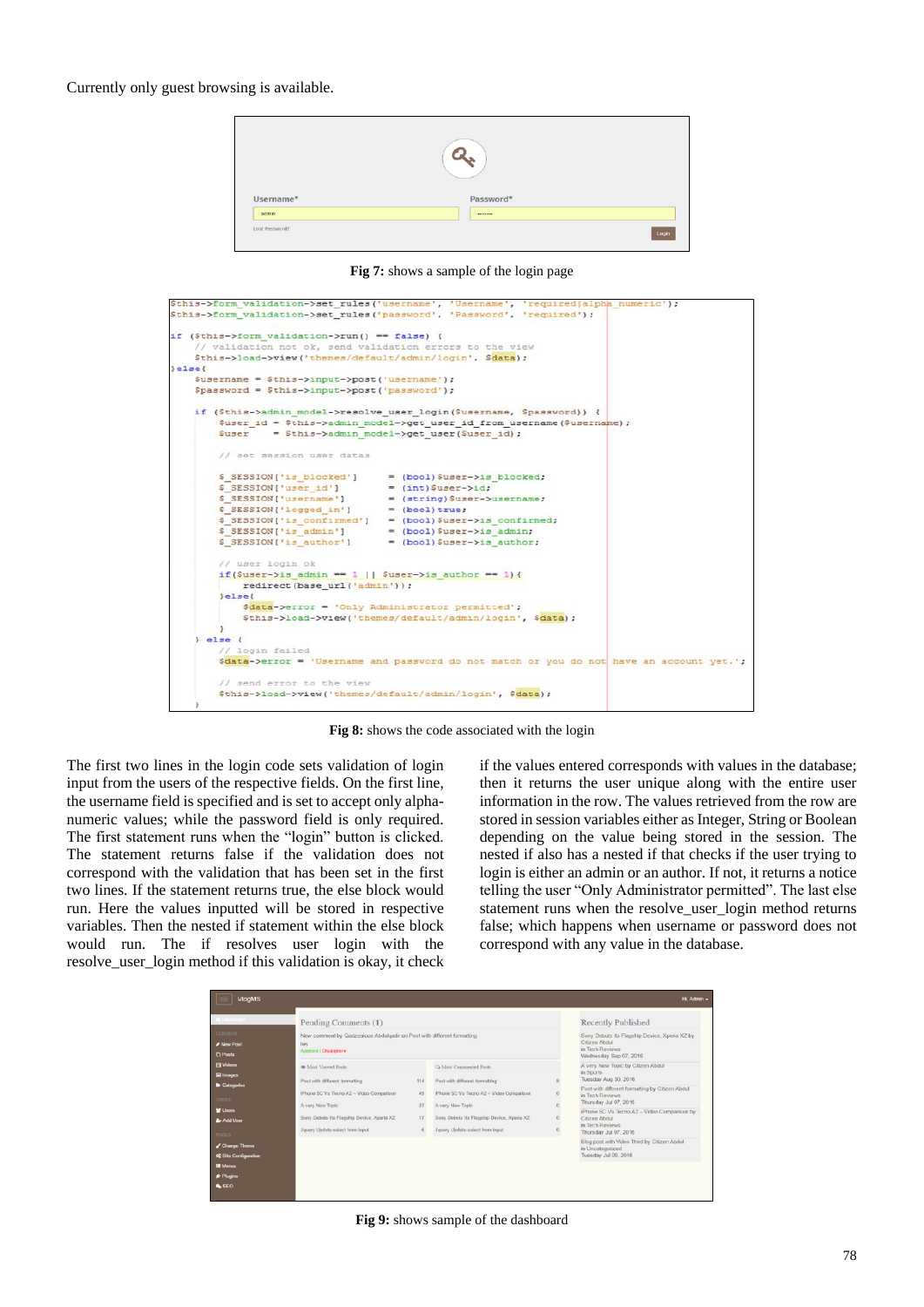Currently only guest browsing is available.

**Fig 7:** shows a sample of the login page

```
$this->form_validation->set_rules('username', 'Username', 'required|alpha_numeric');
$this->form_validation->set_rules('password', 'Password', 'required');

if ($this->form_validation->run() == false) {
    // validation not ok, send validation errors to the view
    $this->load->view('themes/default/admin/login', $data);
}else{
    $username = $this->input->post('username');
    $password = $this->input->post('password');

    if ($this->admin_model->resolve_user_login($username, $password)) {
        $user_id = $this->admin_model->get_user_id_from_username($username);
        $user    = $this->admin_model->get_user($user_id);

        // set session user datas

        $_SESSION['is_blocked']      = (bool)$user->is_blocked;
        $_SESSION['user_id']         = (int)$user->id;
        $_SESSION['username']        = (string)$user->username;
        $_SESSION['logged_in']       = (bool)true;
        $_SESSION['is_confirmed']    = (bool)$user->is_confirmed;
        $_SESSION['is_admin']        = (bool)$user->is_admin;
        $_SESSION['is_author']       = (bool)$user->is_author;

        // user login ok
        if($user->is_admin == 1 || $user->is_author == 1){
            redirect(base_url('admin'));
        }else{
            $data->error = 'Only Administrator permitted';
            $this->load->view('themes/default/admin/login', $data);
        }
    } else {
        // login failed
        $data->error = 'Username and password do not match or you do not have an account yet.';

        // send error to the view
        $this->load->view('themes/default/admin/login', $data);
    }
```

**Fig 8:** shows the code associated with the login

The first two lines in the login code sets validation of login input from the users of the respective fields. On the first line, the username field is specified and is set to accept only alpha-numeric values; while the password field is only required. The first statement runs when the "login" button is clicked. The statement returns false if the validation does not correspond with the validation that has been set in the first two lines. If the statement returns true, the else block would run. Here the values inputted will be stored in respective variables. Then the nested if statement within the else block would run. The if resolves user login with the resolve_user_login method if this validation is okay, it check if the values entered corresponds with values in the database; then it returns the user unique along with the entire user information in the row. The values retrieved from the row are stored in session variables either as Integer, String or Boolean depending on the value being stored in the session. The nested if also has a nested if that checks if the user trying to login is either an admin or an author. If not, it returns a notice telling the user "Only Administrator permitted". The last else statement runs when the resolve_user_login method returns false; which happens when username or password does not correspond with any value in the database.

**Fig 9:** shows sample of the dashboard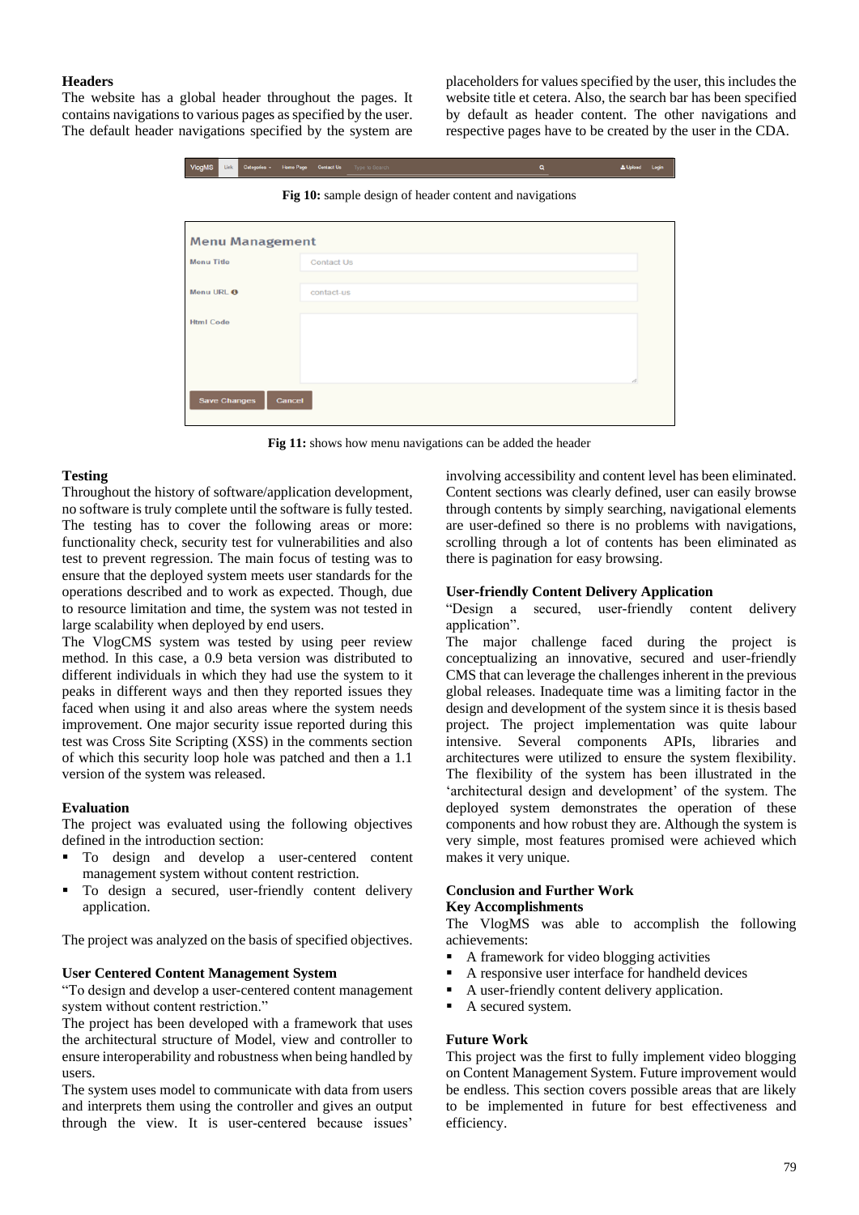#### Headers

The website has a global header throughout the pages. It contains navigations to various pages as specified by the user. The default header navigations specified by the system are placeholders for values specified by the user, this includes the website title et cetera. Also, the search bar has been specified by default as header content. The other navigations and respective pages have to be created by the user in the CDA.

**Fig 10:** sample design of header content and navigations

**Fig 11:** shows how menu navigations can be added the header

#### Testing

Throughout the history of software/application development, no software is truly complete until the software is fully tested. The testing has to cover the following areas or more: functionality check, security test for vulnerabilities and also test to prevent regression. The main focus of testing was to ensure that the deployed system meets user standards for the operations described and to work as expected. Though, due to resource limitation and time, the system was not tested in large scalability when deployed by end users.

The VlogCMS system was tested by using peer review method. In this case, a 0.9 beta version was distributed to different individuals in which they had use the system to it peaks in different ways and then they reported issues they faced when using it and also areas where the system needs improvement. One major security issue reported during this test was Cross Site Scripting (XSS) in the comments section of which this security loop hole was patched and then a 1.1 version of the system was released.

#### Evaluation

The project was evaluated using the following objectives defined in the introduction section:

- To design and develop a user-centered content management system without content restriction.
- To design a secured, user-friendly content delivery application.

The project was analyzed on the basis of specified objectives.

#### User Centered Content Management System

"To design and develop a user-centered content management system without content restriction."

The project has been developed with a framework that uses the architectural structure of Model, view and controller to ensure interoperability and robustness when being handled by users.

The system uses model to communicate with data from users and interprets them using the controller and gives an output through the view. It is user-centered because issues' involving accessibility and content level has been eliminated. Content sections was clearly defined, user can easily browse through contents by simply searching, navigational elements are user-defined so there is no problems with navigations, scrolling through a lot of contents has been eliminated as there is pagination for easy browsing.

#### User-friendly Content Delivery Application

"Design a secured, user-friendly content delivery application".

The major challenge faced during the project is conceptualizing an innovative, secured and user-friendly CMS that can leverage the challenges inherent in the previous global releases. Inadequate time was a limiting factor in the design and development of the system since it is thesis based project. The project implementation was quite labour intensive. Several components APIs, libraries and architectures were utilized to ensure the system flexibility. The flexibility of the system has been illustrated in the 'architectural design and development' of the system. The deployed system demonstrates the operation of these components and how robust they are. Although the system is very simple, most features promised were achieved which makes it very unique.

#### Conclusion and Further Work

#### Key Accomplishments

The VlogMS was able to accomplish the following achievements:

- A framework for video blogging activities
- A responsive user interface for handheld devices
- A user-friendly content delivery application.
- A secured system.

#### Future Work

This project was the first to fully implement video blogging on Content Management System. Future improvement would be endless. This section covers possible areas that are likely to be implemented in future for best effectiveness and efficiency.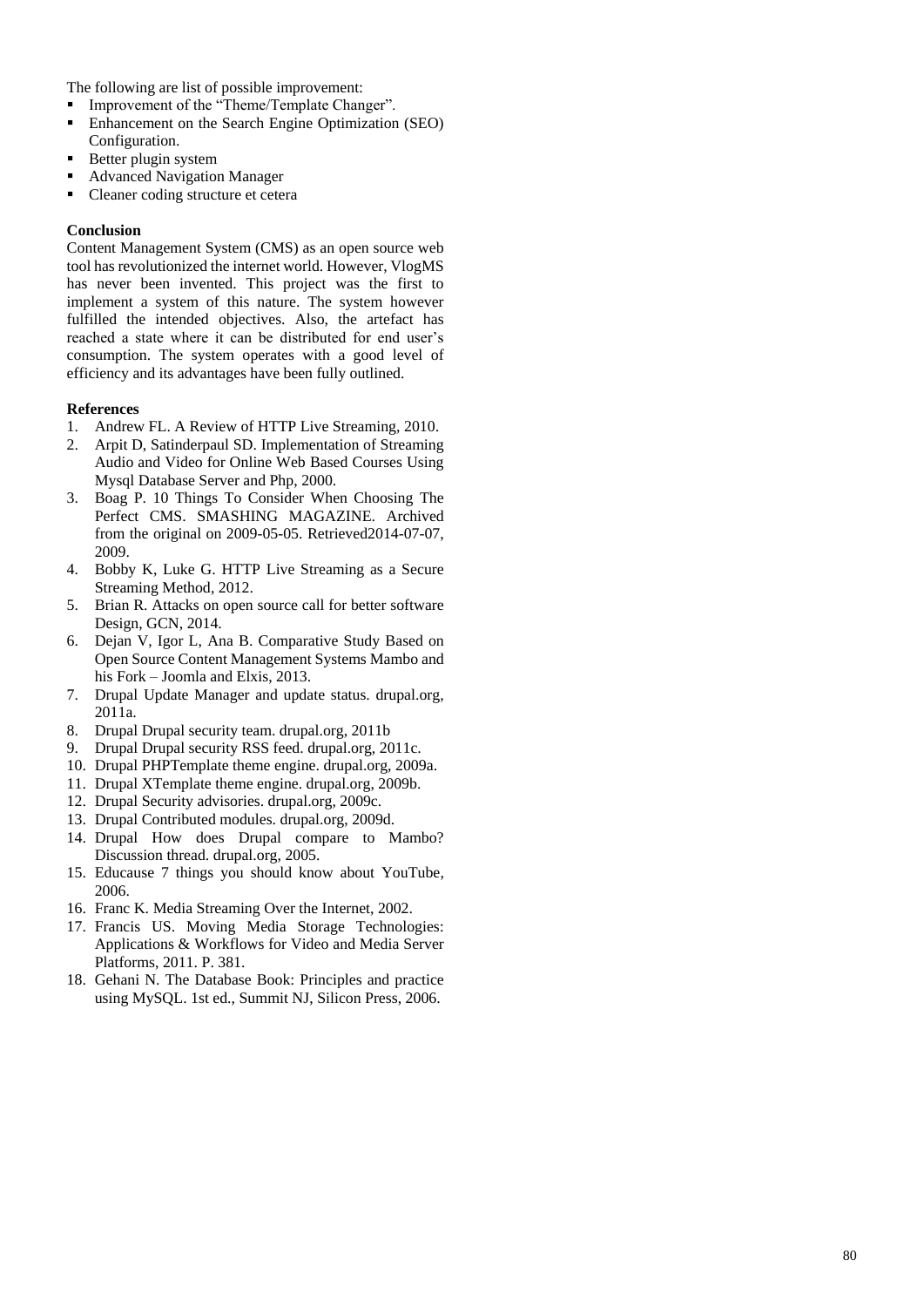The following are list of possible improvement:

- Improvement of the "Theme/Template Changer".
- Enhancement on the Search Engine Optimization (SEO) Configuration.
- Better plugin system
- Advanced Navigation Manager
- Cleaner coding structure et cetera

## Conclusion

Content Management System (CMS) as an open source web tool has revolutionized the internet world. However, VlogMS has never been invented. This project was the first to implement a system of this nature. The system however fulfilled the intended objectives. Also, the artefact has reached a state where it can be distributed for end user's consumption. The system operates with a good level of efficiency and its advantages have been fully outlined.

## References

1. Andrew FL. A Review of HTTP Live Streaming, 2010.
2. Arpit D, Satinderpaul SD. Implementation of Streaming Audio and Video for Online Web Based Courses Using Mysql Database Server and Php, 2000.
3. Boag P. 10 Things To Consider When Choosing The Perfect CMS. SMASHING MAGAZINE. Archived from the original on 2009-05-05. Retrieved2014-07-07, 2009.
4. Bobby K, Luke G. HTTP Live Streaming as a Secure Streaming Method, 2012.
5. Brian R. Attacks on open source call for better software Design, GCN, 2014.
6. Dejan V, Igor L, Ana B. Comparative Study Based on Open Source Content Management Systems Mambo and his Fork – Joomla and Elxis, 2013.
7. Drupal Update Manager and update status. drupal.org, 2011a.
8. Drupal Drupal security team. drupal.org, 2011b
9. Drupal Drupal security RSS feed. drupal.org, 2011c.
10. Drupal PHPTemplate theme engine. drupal.org, 2009a.
11. Drupal XTemplate theme engine. drupal.org, 2009b.
12. Drupal Security advisories. drupal.org, 2009c.
13. Drupal Contributed modules. drupal.org, 2009d.
14. Drupal How does Drupal compare to Mambo? Discussion thread. drupal.org, 2005.
15. Educause 7 things you should know about YouTube, 2006.
16. Franc K. Media Streaming Over the Internet, 2002.
17. Francis US. Moving Media Storage Technologies: Applications & Workflows for Video and Media Server Platforms, 2011. P. 381.
18. Gehani N. The Database Book: Principles and practice using MySQL. 1st ed., Summit NJ, Silicon Press, 2006.